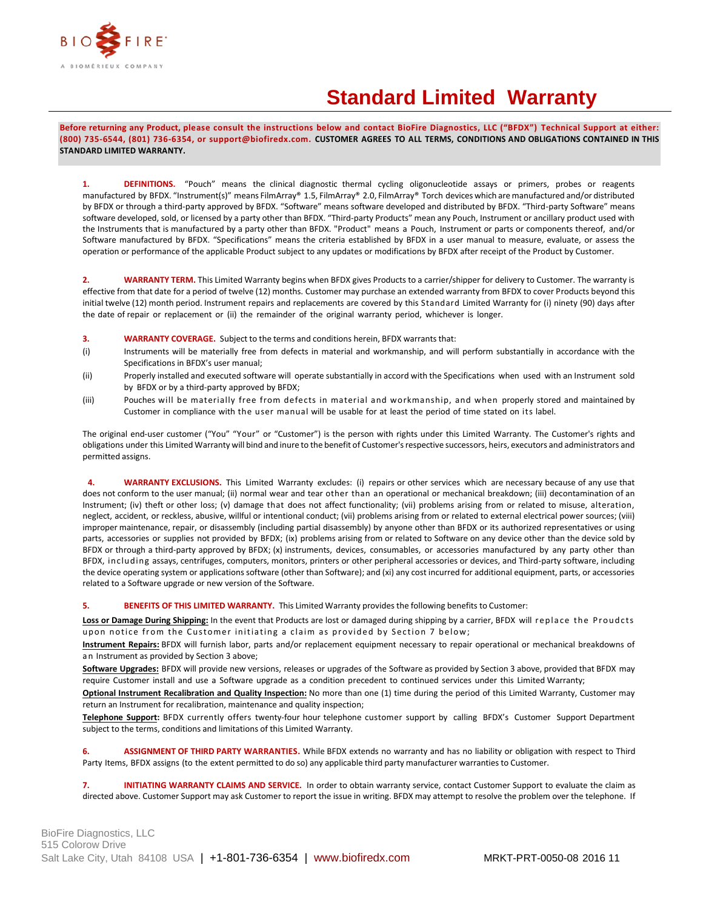# Standard Limited Warranty

**Before returning any Product, please consult the instructions below and contact BioFire Diagnostics, LLC ("BFDX") Technical Support at either: (800) 735-6544, (801) 736-6354, or support@biofiredx.com. CUSTOMER AGREES TO ALL TERMS, CONDITIONS AND OBLIGATIONS CONTAINED IN THIS STANDARD LIMITED WARRANTY.**

**1. DEFINITIONS.** "Pouch" means the clinical diagnostic thermal cycling oligonucleotide assays or primers, probes or reagents manufactured by BFDX. "Instrument(s)" means FilmArray® 1.5, FilmArray® 2.0, FilmArray® Torch devices which are manufactured and/or distributed by BFDX or through a third-party approved by BFDX. "Software" means software developed and distributed by BFDX. "Third-party Software" means software developed, sold, or licensed by a party other than BFDX. "Third-party Products" mean any Pouch, Instrument or ancillary product used with the Instruments that is manufactured by a party other than BFDX. "Product" means a Pouch, Instrument or parts or components thereof, and/or Software manufactured by BFDX. "Specifications" means the criteria established by BFDX in a user manual to measure, evaluate, or assess the operation or performance of the applicable Product subject to any updates or modifications by BFDX after receipt of the Product by Customer.

**2. WARRANTY TERM.** This Limited Warranty begins when BFDX gives Products to a carrier/shipper for delivery to Customer. The warranty is effective from that date for a period of twelve (12) months. Customer may purchase an extended warranty from BFDX to cover Products beyond this initial twelve (12) month period. Instrument repairs and replacements are covered by this Standard Limited Warranty for (i) ninety (90) days after the date of repair or replacement or (ii) the remainder of the original warranty period, whichever is longer.

**3. WARRANTY COVERAGE.** Subject to the terms and conditions herein, BFDX warrants that:

(i) Instruments will be materially free from defects in material and workmanship, and will perform substantially in accordance with the Specifications in BFDX's user manual;

(ii) Properly installed and executed software will operate substantially in accord with the Specifications when used with an Instrument sold by BFDX or by a third-party approved by BFDX;

(iii) Pouches will be materially free from defects in material and workmanship, and when properly stored and maintained by Customer in compliance with the user manual will be usable for at least the period of time stated on its label.

The original end-user customer ("You" "Your" or "Customer") is the person with rights under this Limited Warranty. The Customer's rights and obligations under this Limited Warranty will bind and inure to the benefit of Customer's respective successors, heirs, executors and administrators and permitted assigns.

**4. WARRANTY EXCLUSIONS.** This Limited Warranty excludes: (i) repairs or other services which are necessary because of any use that does not conform to the user manual; (ii) normal wear and tear other than an operational or mechanical breakdown; (iii) decontamination of an Instrument; (iv) theft or other loss; (v) damage that does not affect functionality; (vii) problems arising from or related to misuse, alteration, neglect, accident, or reckless, abusive, willful or intentional conduct; (vii) problems arising from or related to external electrical power sources; (viii) improper maintenance, repair, or disassembly (including partial disassembly) by anyone other than BFDX or its authorized representatives or using parts, accessories or supplies not provided by BFDX; (ix) problems arising from or related to Software on any device other than the device sold by BFDX or through a third-party approved by BFDX; (x) instruments, devices, consumables, or accessories manufactured by any party other than BFDX, including assays, centrifuges, computers, monitors, printers or other peripheral accessories or devices, and Third-party software, including the device operating system or applications software (other than Software); and (xi) any cost incurred for additional equipment, parts, or accessories related to a Software upgrade or new version of the Software.

**5. BENEFITS OF THIS LIMITED WARRANTY.** This Limited Warranty provides the following benefits to Customer:

**Loss or Damage During Shipping:** In the event that Products are lost or damaged during shipping by a carrier, BFDX will replace the Proudcts upon notice from the Customer initiating a claim as provided by Section 7 below;

**Instrument Repairs:** BFDX will furnish labor, parts and/or replacement equipment necessary to repair operational or mechanical breakdowns of an Instrument as provided by Section 3 above;

**Software Upgrades:** BFDX will provide new versions, releases or upgrades of the Software as provided by Section 3 above, provided that BFDX may require Customer install and use a Software upgrade as a condition precedent to continued services under this Limited Warranty;

**Optional Instrument Recalibration and Quality Inspection:** No more than one (1) time during the period of this Limited Warranty, Customer may return an Instrument for recalibration, maintenance and quality inspection;

**Telephone Support:** BFDX currently offers twenty-four hour telephone customer support by calling BFDX's Customer Support Department subject to the terms, conditions and limitations of this Limited Warranty.

**6. ASSIGNMENT OF THIRD PARTY WARRANTIES.** While BFDX extends no warranty and has no liability or obligation with respect to Third Party Items, BFDX assigns (to the extent permitted to do so) any applicable third party manufacturer warranties to Customer.

**7. INITIATING WARRANTY CLAIMS AND SERVICE.** In order to obtain warranty service, contact Customer Support to evaluate the claim as directed above. Customer Support may ask Customer to report the issue in writing. BFDX may attempt to resolve the problem over the telephone. If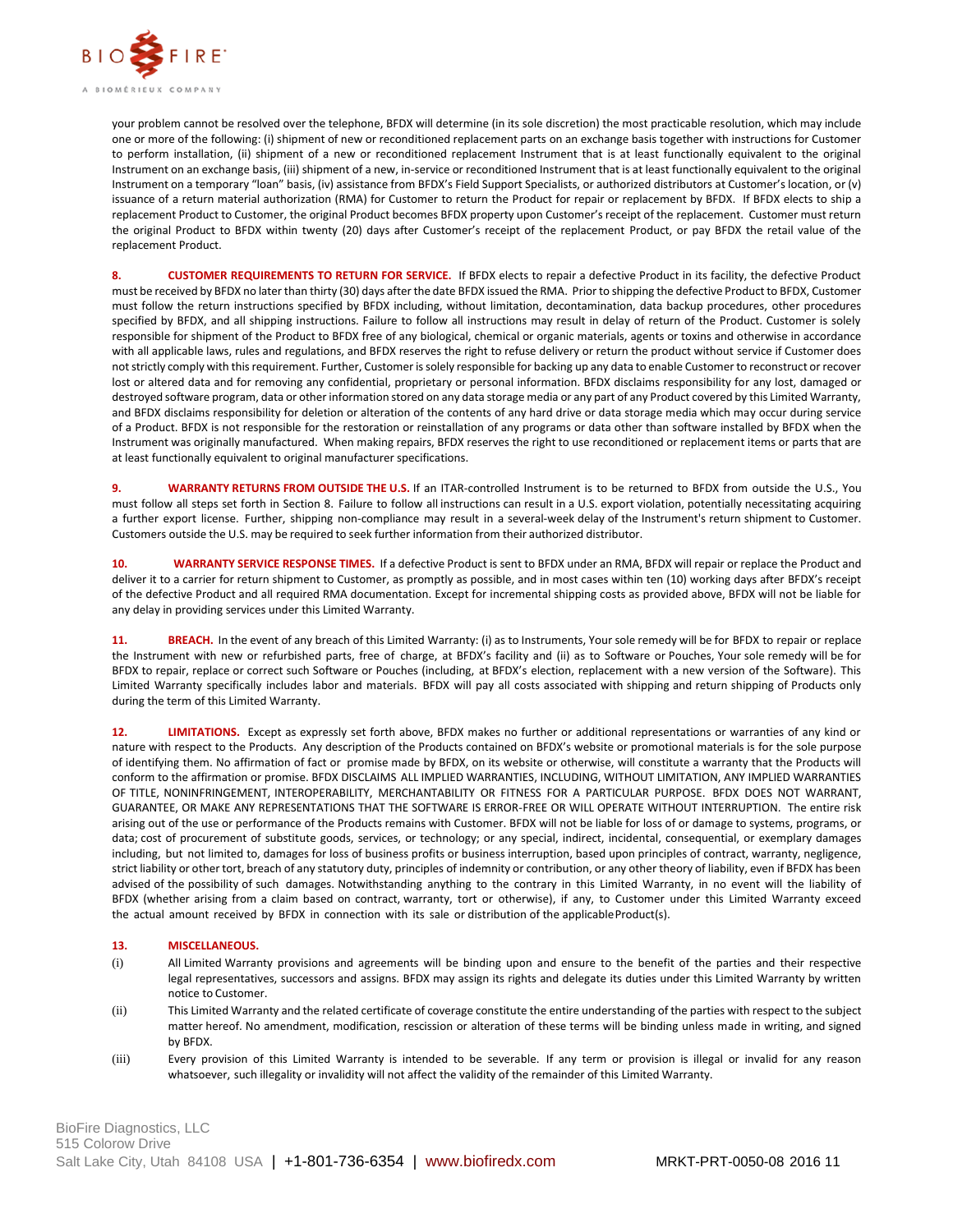your problem cannot be resolved over the telephone, BFDX will determine (in its sole discretion) the most practicable resolution, which may include one or more of the following: (i) shipment of new or reconditioned replacement parts on an exchange basis together with instructions for Customer to perform installation, (ii) shipment of a new or reconditioned replacement Instrument that is at least functionally equivalent to the original Instrument on an exchange basis, (iii) shipment of a new, in-service or reconditioned Instrument that is at least functionally equivalent to the original Instrument on a temporary "loan" basis, (iv) assistance from BFDX's Field Support Specialists, or authorized distributors at Customer's location, or (v) issuance of a return material authorization (RMA) for Customer to return the Product for repair or replacement by BFDX. If BFDX elects to ship a replacement Product to Customer, the original Product becomes BFDX property upon Customer's receipt of the replacement. Customer must return the original Product to BFDX within twenty (20) days after Customer's receipt of the replacement Product, or pay BFDX the retail value of the replacement Product.

**8. CUSTOMER REQUIREMENTS TO RETURN FOR SERVICE.** If BFDX elects to repair a defective Product in its facility, the defective Product must be received by BFDX no later than thirty (30) days after the date BFDX issued the RMA. Prior to shipping the defective Product to BFDX, Customer must follow the return instructions specified by BFDX including, without limitation, decontamination, data backup procedures, other procedures specified by BFDX, and all shipping instructions. Failure to follow all instructions may result in delay of return of the Product. Customer is solely responsible for shipment of the Product to BFDX free of any biological, chemical or organic materials, agents or toxins and otherwise in accordance with all applicable laws, rules and regulations, and BFDX reserves the right to refuse delivery or return the product without service if Customer does not strictly comply with this requirement. Further, Customer is solely responsible for backing up any data to enable Customer to reconstruct or recover lost or altered data and for removing any confidential, proprietary or personal information. BFDX disclaims responsibility for any lost, damaged or destroyed software program, data or other information stored on any data storage media or any part of any Product covered by this Limited Warranty, and BFDX disclaims responsibility for deletion or alteration of the contents of any hard drive or data storage media which may occur during service of a Product. BFDX is not responsible for the restoration or reinstallation of any programs or data other than software installed by BFDX when the Instrument was originally manufactured. When making repairs, BFDX reserves the right to use reconditioned or replacement items or parts that are at least functionally equivalent to original manufacturer specifications.

**9. WARRANTY RETURNS FROM OUTSIDE THE U.S.** If an ITAR-controlled Instrument is to be returned to BFDX from outside the U.S., You must follow all steps set forth in Section 8. Failure to follow all instructions can result in a U.S. export violation, potentially necessitating acquiring a further export license. Further, shipping non-compliance may result in a several-week delay of the Instrument's return shipment to Customer. Customers outside the U.S. may be required to seek further information from their authorized distributor.

**10. WARRANTY SERVICE RESPONSE TIMES.** If a defective Product is sent to BFDX under an RMA, BFDX will repair or replace the Product and deliver it to a carrier for return shipment to Customer, as promptly as possible, and in most cases within ten (10) working days after BFDX's receipt of the defective Product and all required RMA documentation. Except for incremental shipping costs as provided above, BFDX will not be liable for any delay in providing services under this Limited Warranty.

**11. BREACH.** In the event of any breach of this Limited Warranty: (i) as to Instruments, Your sole remedy will be for BFDX to repair or replace the Instrument with new or refurbished parts, free of charge, at BFDX's facility and (ii) as to Software or Pouches, Your sole remedy will be for BFDX to repair, replace or correct such Software or Pouches (including, at BFDX's election, replacement with a new version of the Software). This Limited Warranty specifically includes labor and materials. BFDX will pay all costs associated with shipping and return shipping of Products only during the term of this Limited Warranty.

**12. LIMITATIONS.** Except as expressly set forth above, BFDX makes no further or additional representations or warranties of any kind or nature with respect to the Products. Any description of the Products contained on BFDX's website or promotional materials is for the sole purpose of identifying them. No affirmation of fact or promise made by BFDX, on its website or otherwise, will constitute a warranty that the Products will conform to the affirmation or promise. BFDX DISCLAIMS ALL IMPLIED WARRANTIES, INCLUDING, WITHOUT LIMITATION, ANY IMPLIED WARRANTIES OF TITLE, NONINFRINGEMENT, INTEROPERABILITY, MERCHANTABILITY OR FITNESS FOR A PARTICULAR PURPOSE. BFDX DOES NOT WARRANT, GUARANTEE, OR MAKE ANY REPRESENTATIONS THAT THE SOFTWARE IS ERROR-FREE OR WILL OPERATE WITHOUT INTERRUPTION. The entire risk arising out of the use or performance of the Products remains with Customer. BFDX will not be liable for loss of or damage to systems, programs, or data; cost of procurement of substitute goods, services, or technology; or any special, indirect, incidental, consequential, or exemplary damages including, but not limited to, damages for loss of business profits or business interruption, based upon principles of contract, warranty, negligence, strict liability or other tort, breach of any statutory duty, principles of indemnity or contribution, or any other theory of liability, even if BFDX has been advised of the possibility of such damages. Notwithstanding anything to the contrary in this Limited Warranty, in no event will the liability of BFDX (whether arising from a claim based on contract, warranty, tort or otherwise), if any, to Customer under this Limited Warranty exceed the actual amount received by BFDX in connection with its sale or distribution of the applicable Product(s).

**13. MISCELLANEOUS.**

(i) All Limited Warranty provisions and agreements will be binding upon and ensure to the benefit of the parties and their respective legal representatives, successors and assigns. BFDX may assign its rights and delegate its duties under this Limited Warranty by written notice to Customer.

(ii) This Limited Warranty and the related certificate of coverage constitute the entire understanding of the parties with respect to the subject matter hereof. No amendment, modification, rescission or alteration of these terms will be binding unless made in writing, and signed by BFDX.

(iii) Every provision of this Limited Warranty is intended to be severable. If any term or provision is illegal or invalid for any reason whatsoever, such illegality or invalidity will not affect the validity of the remainder of this Limited Warranty.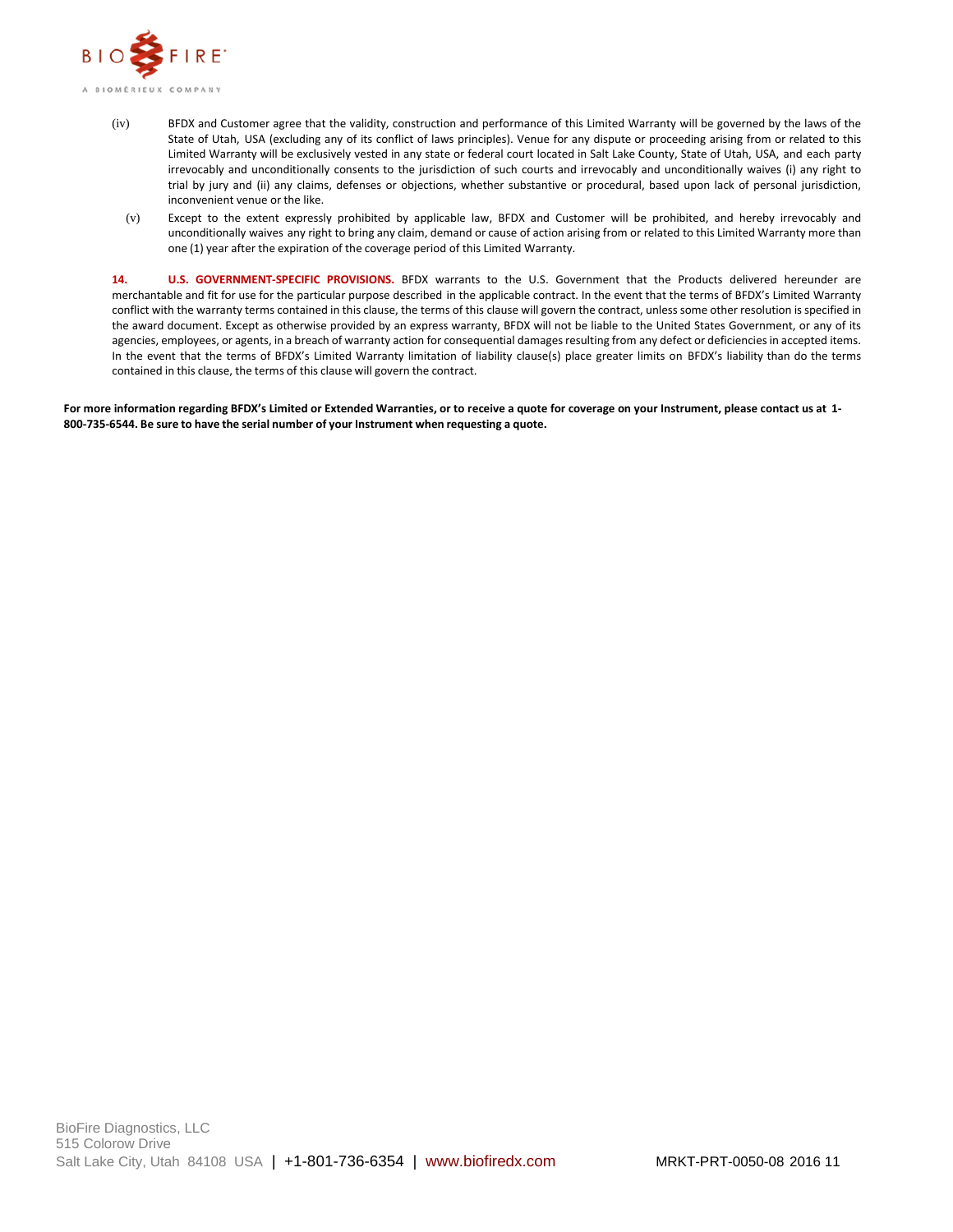(iv) BFDX and Customer agree that the validity, construction and performance of this Limited Warranty will be governed by the laws of the State of Utah, USA (excluding any of its conflict of laws principles). Venue for any dispute or proceeding arising from or related to this Limited Warranty will be exclusively vested in any state or federal court located in Salt Lake County, State of Utah, USA, and each party irrevocably and unconditionally consents to the jurisdiction of such courts and irrevocably and unconditionally waives (i) any right to trial by jury and (ii) any claims, defenses or objections, whether substantive or procedural, based upon lack of personal jurisdiction, inconvenient venue or the like.

(v) Except to the extent expressly prohibited by applicable law, BFDX and Customer will be prohibited, and hereby irrevocably and unconditionally waives any right to bring any claim, demand or cause of action arising from or related to this Limited Warranty more than one (1) year after the expiration of the coverage period of this Limited Warranty.

**14. U.S. GOVERNMENT-SPECIFIC PROVISIONS.** BFDX warrants to the U.S. Government that the Products delivered hereunder are merchantable and fit for use for the particular purpose described in the applicable contract. In the event that the terms of BFDX's Limited Warranty conflict with the warranty terms contained in this clause, the terms of this clause will govern the contract, unless some other resolution is specified in the award document. Except as otherwise provided by an express warranty, BFDX will not be liable to the United States Government, or any of its agencies, employees, or agents, in a breach of warranty action for consequential damages resulting from any defect or deficiencies in accepted items. In the event that the terms of BFDX's Limited Warranty limitation of liability clause(s) place greater limits on BFDX's liability than do the terms contained in this clause, the terms of this clause will govern the contract.

**For more information regarding BFDX's Limited or Extended Warranties, or to receive a quote for coverage on your Instrument, please contact us at 1-800-735-6544. Be sure to have the serial number of your Instrument when requesting a quote.**

BioFire Diagnostics, LLC
515 Colorow Drive
Salt Lake City, Utah 84108 USA | +1-801-736-6354 | www.biofiredx.com

MRKT-PRT-0050-08 2016 11